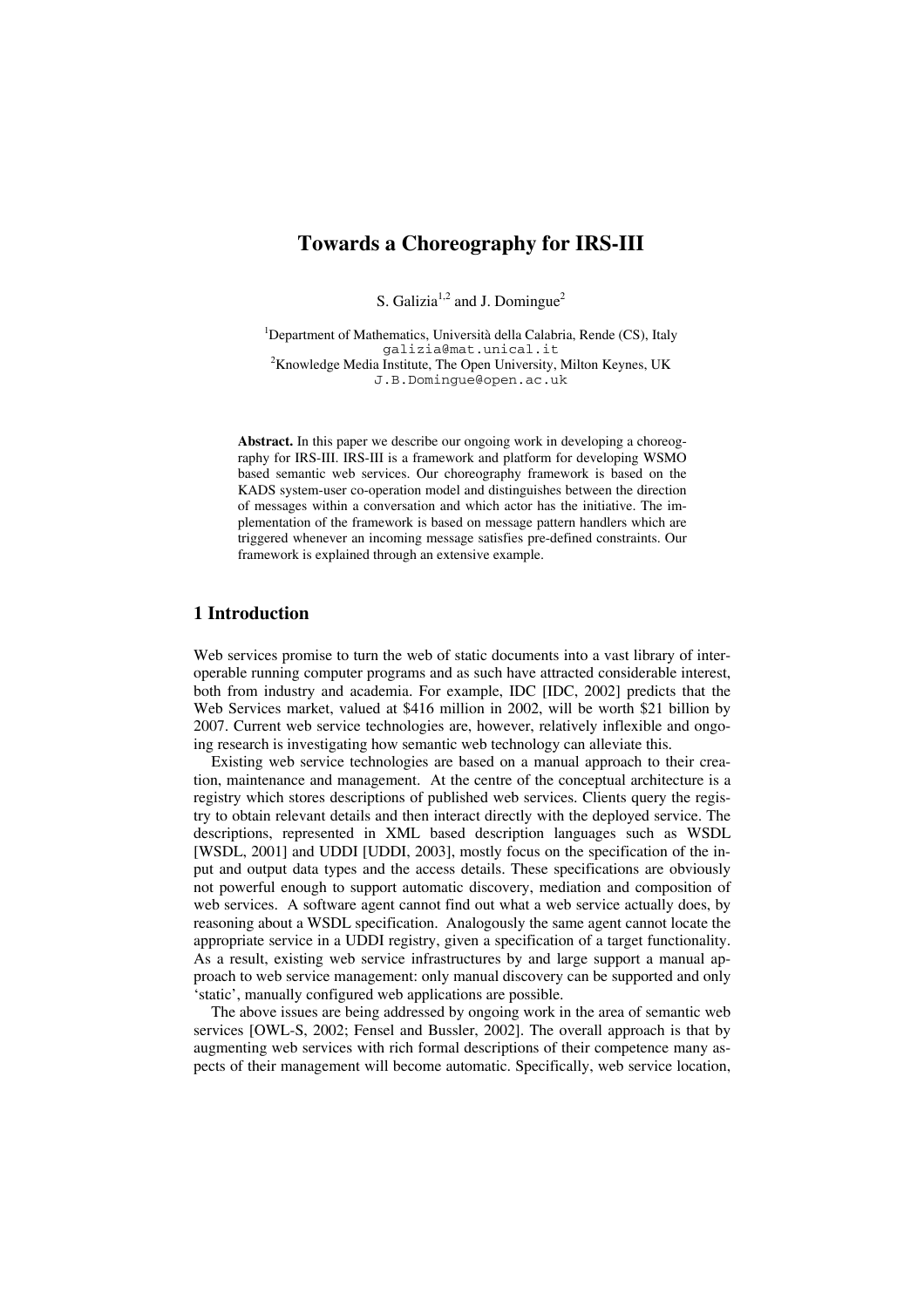# Towards a Choreography for IRS-III

S. Galizia[1,2] and J. Domingue[2]

[1]Department of Mathematics, Università della Calabria, Rende (CS), Italy
galizia@mat.unical.it
[2]Knowledge Media Institute, The Open University, Milton Keynes, UK
J.B.Domingue@open.ac.uk

**Abstract.** In this paper we describe our ongoing work in developing a choreography for IRS-III. IRS-III is a framework and platform for developing WSMO based semantic web services. Our choreography framework is based on the KADS system-user co-operation model and distinguishes between the direction of messages within a conversation and which actor has the initiative. The implementation of the framework is based on message pattern handlers which are triggered whenever an incoming message satisfies pre-defined constraints. Our framework is explained through an extensive example.

## 1 Introduction

Web services promise to turn the web of static documents into a vast library of interoperable running computer programs and as such have attracted considerable interest, both from industry and academia. For example, IDC [IDC, 2002] predicts that the Web Services market, valued at $416 million in 2002, will be worth $21 billion by 2007. Current web service technologies are, however, relatively inflexible and ongoing research is investigating how semantic web technology can alleviate this.

Existing web service technologies are based on a manual approach to their creation, maintenance and management. At the centre of the conceptual architecture is a registry which stores descriptions of published web services. Clients query the registry to obtain relevant details and then interact directly with the deployed service. The descriptions, represented in XML based description languages such as WSDL [WSDL, 2001] and UDDI [UDDI, 2003], mostly focus on the specification of the input and output data types and the access details. These specifications are obviously not powerful enough to support automatic discovery, mediation and composition of web services. A software agent cannot find out what a web service actually does, by reasoning about a WSDL specification. Analogously the same agent cannot locate the appropriate service in a UDDI registry, given a specification of a target functionality. As a result, existing web service infrastructures by and large support a manual approach to web service management: only manual discovery can be supported and only 'static', manually configured web applications are possible.

The above issues are being addressed by ongoing work in the area of semantic web services [OWL-S, 2002; Fensel and Bussler, 2002]. The overall approach is that by augmenting web services with rich formal descriptions of their competence many aspects of their management will become automatic. Specifically, web service location,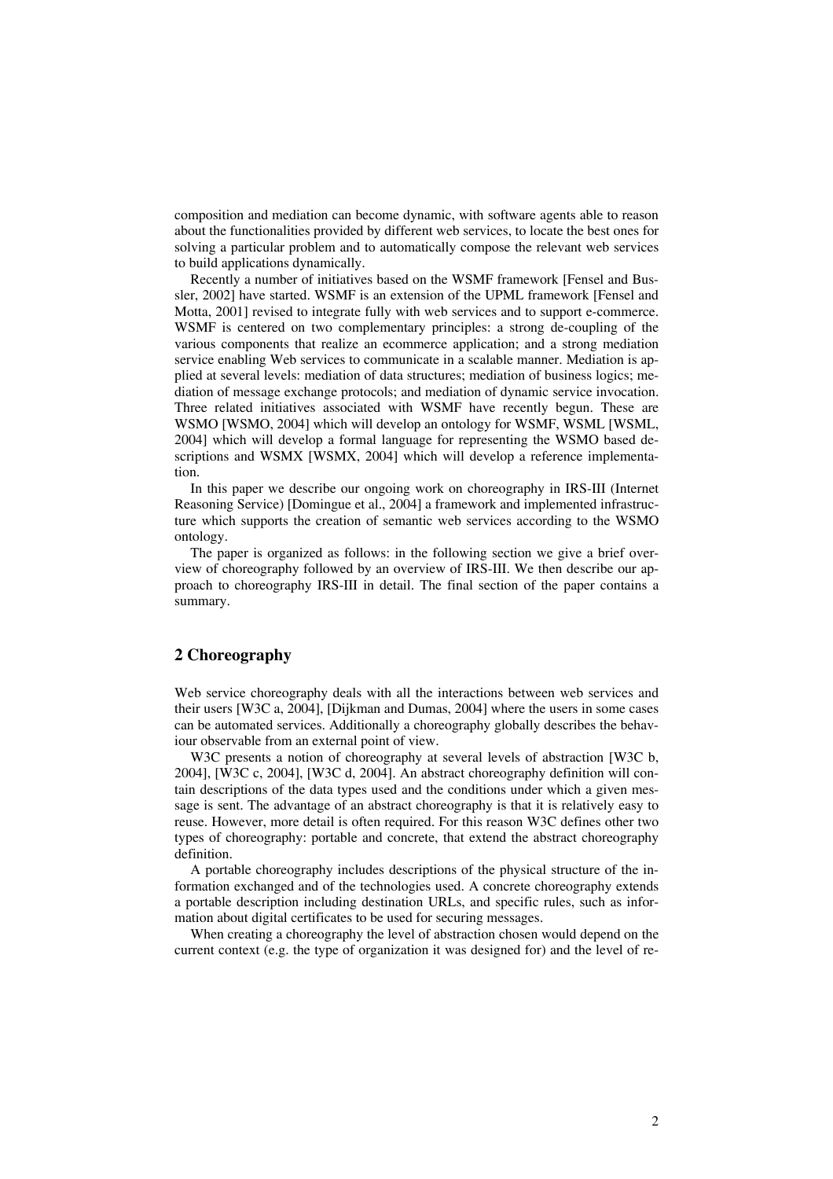composition and mediation can become dynamic, with software agents able to reason about the functionalities provided by different web services, to locate the best ones for solving a particular problem and to automatically compose the relevant web services to build applications dynamically.

Recently a number of initiatives based on the WSMF framework [Fensel and Bussler, 2002] have started. WSMF is an extension of the UPML framework [Fensel and Motta, 2001] revised to integrate fully with web services and to support e-commerce. WSMF is centered on two complementary principles: a strong de-coupling of the various components that realize an ecommerce application; and a strong mediation service enabling Web services to communicate in a scalable manner. Mediation is applied at several levels: mediation of data structures; mediation of business logics; mediation of message exchange protocols; and mediation of dynamic service invocation. Three related initiatives associated with WSMF have recently begun. These are WSMO [WSMO, 2004] which will develop an ontology for WSMF, WSML [WSML, 2004] which will develop a formal language for representing the WSMO based descriptions and WSMX [WSMX, 2004] which will develop a reference implementation.

In this paper we describe our ongoing work on choreography in IRS-III (Internet Reasoning Service) [Domingue et al., 2004] a framework and implemented infrastructure which supports the creation of semantic web services according to the WSMO ontology.

The paper is organized as follows: in the following section we give a brief overview of choreography followed by an overview of IRS-III. We then describe our approach to choreography IRS-III in detail. The final section of the paper contains a summary.

## 2 Choreography

Web service choreography deals with all the interactions between web services and their users [W3C a, 2004], [Dijkman and Dumas, 2004] where the users in some cases can be automated services. Additionally a choreography globally describes the behaviour observable from an external point of view.

W3C presents a notion of choreography at several levels of abstraction [W3C b, 2004], [W3C c, 2004], [W3C d, 2004]. An abstract choreography definition will contain descriptions of the data types used and the conditions under which a given message is sent. The advantage of an abstract choreography is that it is relatively easy to reuse. However, more detail is often required. For this reason W3C defines other two types of choreography: portable and concrete, that extend the abstract choreography definition.

A portable choreography includes descriptions of the physical structure of the information exchanged and of the technologies used. A concrete choreography extends a portable description including destination URLs, and specific rules, such as information about digital certificates to be used for securing messages.

When creating a choreography the level of abstraction chosen would depend on the current context (e.g. the type of organization it was designed for) and the level of re-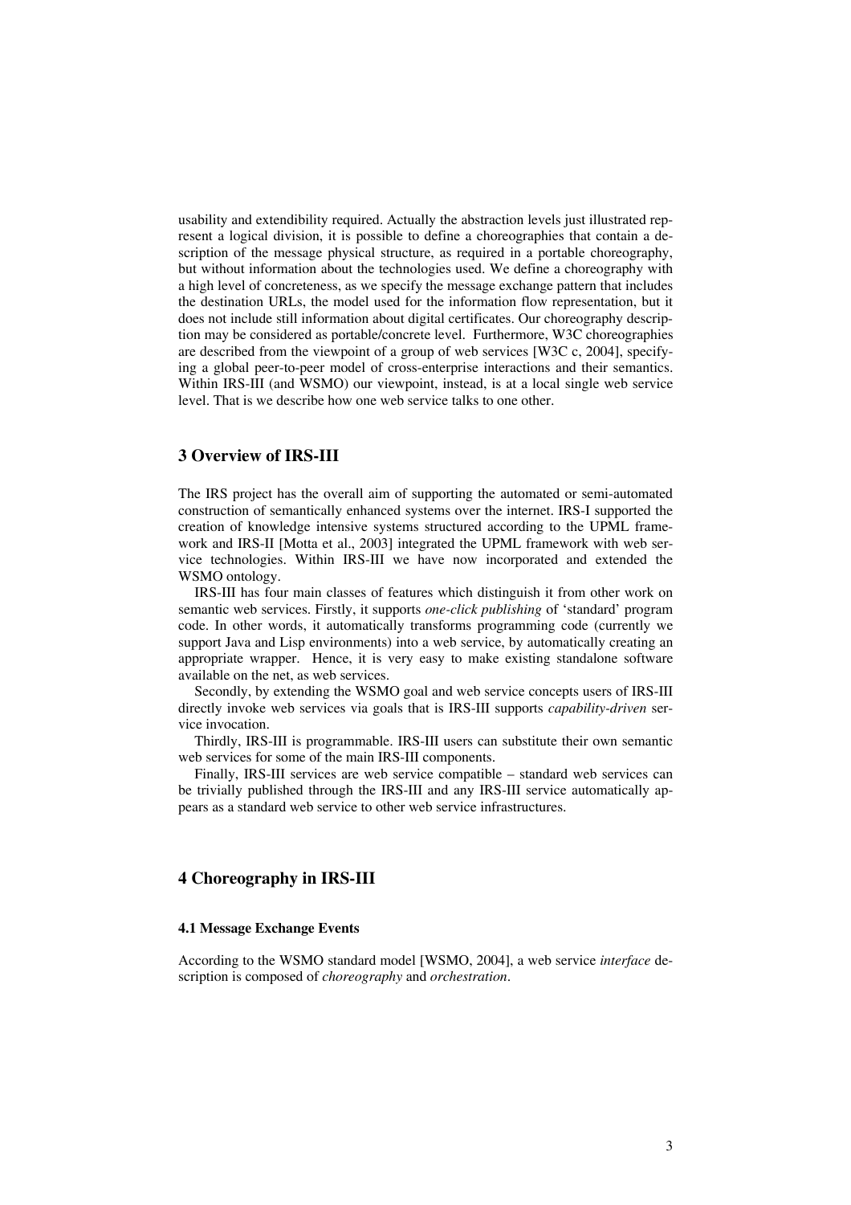usability and extendibility required. Actually the abstraction levels just illustrated represent a logical division, it is possible to define a choreographies that contain a description of the message physical structure, as required in a portable choreography, but without information about the technologies used. We define a choreography with a high level of concreteness, as we specify the message exchange pattern that includes the destination URLs, the model used for the information flow representation, but it does not include still information about digital certificates. Our choreography description may be considered as portable/concrete level. Furthermore, W3C choreographies are described from the viewpoint of a group of web services [W3C c, 2004], specifying a global peer-to-peer model of cross-enterprise interactions and their semantics. Within IRS-III (and WSMO) our viewpoint, instead, is at a local single web service level. That is we describe how one web service talks to one other.

## 3 Overview of IRS-III

The IRS project has the overall aim of supporting the automated or semi-automated construction of semantically enhanced systems over the internet. IRS-I supported the creation of knowledge intensive systems structured according to the UPML framework and IRS-II [Motta et al., 2003] integrated the UPML framework with web service technologies. Within IRS-III we have now incorporated and extended the WSMO ontology.

IRS-III has four main classes of features which distinguish it from other work on semantic web services. Firstly, it supports *one-click publishing* of 'standard' program code. In other words, it automatically transforms programming code (currently we support Java and Lisp environments) into a web service, by automatically creating an appropriate wrapper. Hence, it is very easy to make existing standalone software available on the net, as web services.

Secondly, by extending the WSMO goal and web service concepts users of IRS-III directly invoke web services via goals that is IRS-III supports *capability-driven* service invocation.

Thirdly, IRS-III is programmable. IRS-III users can substitute their own semantic web services for some of the main IRS-III components.

Finally, IRS-III services are web service compatible – standard web services can be trivially published through the IRS-III and any IRS-III service automatically appears as a standard web service to other web service infrastructures.

## 4 Choreography in IRS-III

### 4.1 Message Exchange Events

According to the WSMO standard model [WSMO, 2004], a web service *interface* description is composed of *choreography* and *orchestration*.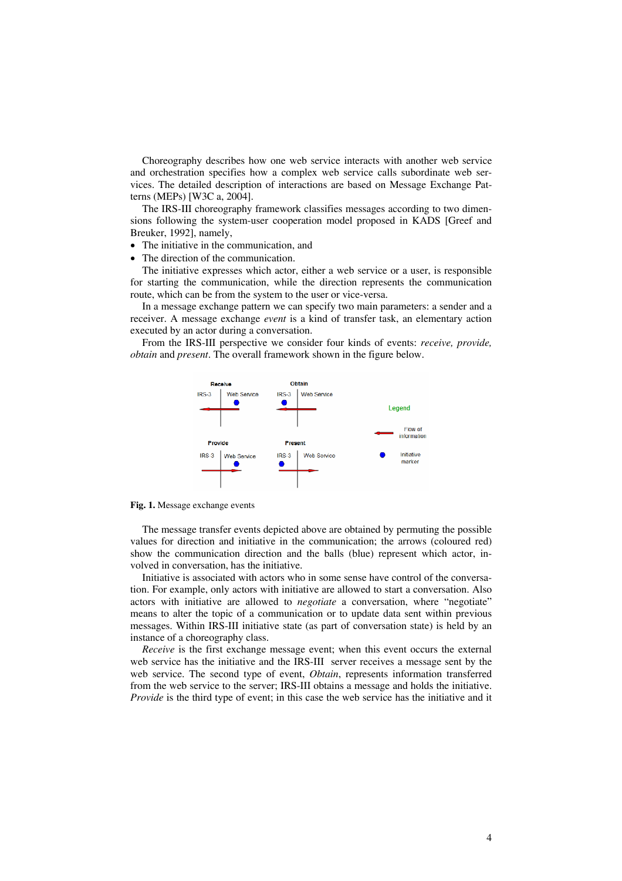Choreography describes how one web service interacts with another web service and orchestration specifies how a complex web service calls subordinate web services. The detailed description of interactions are based on Message Exchange Patterns (MEPs) [W3C a, 2004].

The IRS-III choreography framework classifies messages according to two dimensions following the system-user cooperation model proposed in KADS [Greef and Breuker, 1992], namely,

- The initiative in the communication, and
- The direction of the communication.

The initiative expresses which actor, either a web service or a user, is responsible for starting the communication, while the direction represents the communication route, which can be from the system to the user or vice-versa.

In a message exchange pattern we can specify two main parameters: a sender and a receiver. A message exchange *event* is a kind of transfer task, an elementary action executed by an actor during a conversation.

From the IRS-III perspective we consider four kinds of events: *receive, provide, obtain* and *present*. The overall framework shown in the figure below.

**Fig. 1.** Message exchange events

The message transfer events depicted above are obtained by permuting the possible values for direction and initiative in the communication; the arrows (coloured red) show the communication direction and the balls (blue) represent which actor, involved in conversation, has the initiative.

Initiative is associated with actors who in some sense have control of the conversation. For example, only actors with initiative are allowed to start a conversation. Also actors with initiative are allowed to *negotiate* a conversation, where "negotiate" means to alter the topic of a communication or to update data sent within previous messages. Within IRS-III initiative state (as part of conversation state) is held by an instance of a choreography class.

*Receive* is the first exchange message event; when this event occurs the external web service has the initiative and the IRS-III server receives a message sent by the web service. The second type of event, *Obtain*, represents information transferred from the web service to the server; IRS-III obtains a message and holds the initiative. *Provide* is the third type of event; in this case the web service has the initiative and it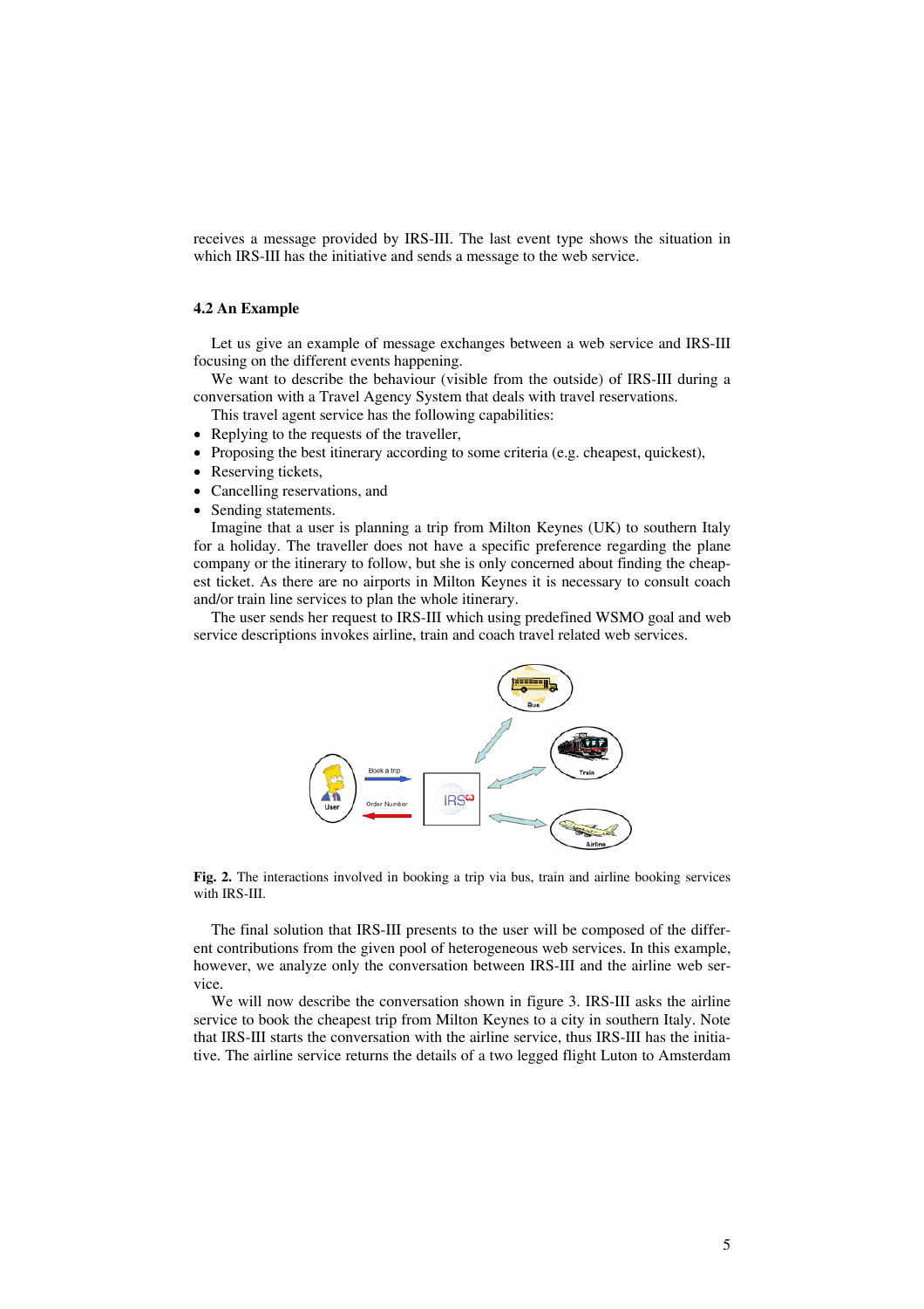receives a message provided by IRS-III. The last event type shows the situation in which IRS-III has the initiative and sends a message to the web service.

### 4.2 An Example

Let us give an example of message exchanges between a web service and IRS-III focusing on the different events happening.

We want to describe the behaviour (visible from the outside) of IRS-III during a conversation with a Travel Agency System that deals with travel reservations.

This travel agent service has the following capabilities:

- Replying to the requests of the traveller,
- Proposing the best itinerary according to some criteria (e.g. cheapest, quickest),
- Reserving tickets,
- Cancelling reservations, and
- Sending statements.

Imagine that a user is planning a trip from Milton Keynes (UK) to southern Italy for a holiday. The traveller does not have a specific preference regarding the plane company or the itinerary to follow, but she is only concerned about finding the cheapest ticket. As there are no airports in Milton Keynes it is necessary to consult coach and/or train line services to plan the whole itinerary.

The user sends her request to IRS-III which using predefined WSMO goal and web service descriptions invokes airline, train and coach travel related web services.

**Fig. 2.** The interactions involved in booking a trip via bus, train and airline booking services with IRS-III.

The final solution that IRS-III presents to the user will be composed of the different contributions from the given pool of heterogeneous web services. In this example, however, we analyze only the conversation between IRS-III and the airline web service.

We will now describe the conversation shown in figure 3. IRS-III asks the airline service to book the cheapest trip from Milton Keynes to a city in southern Italy. Note that IRS-III starts the conversation with the airline service, thus IRS-III has the initiative. The airline service returns the details of a two legged flight Luton to Amsterdam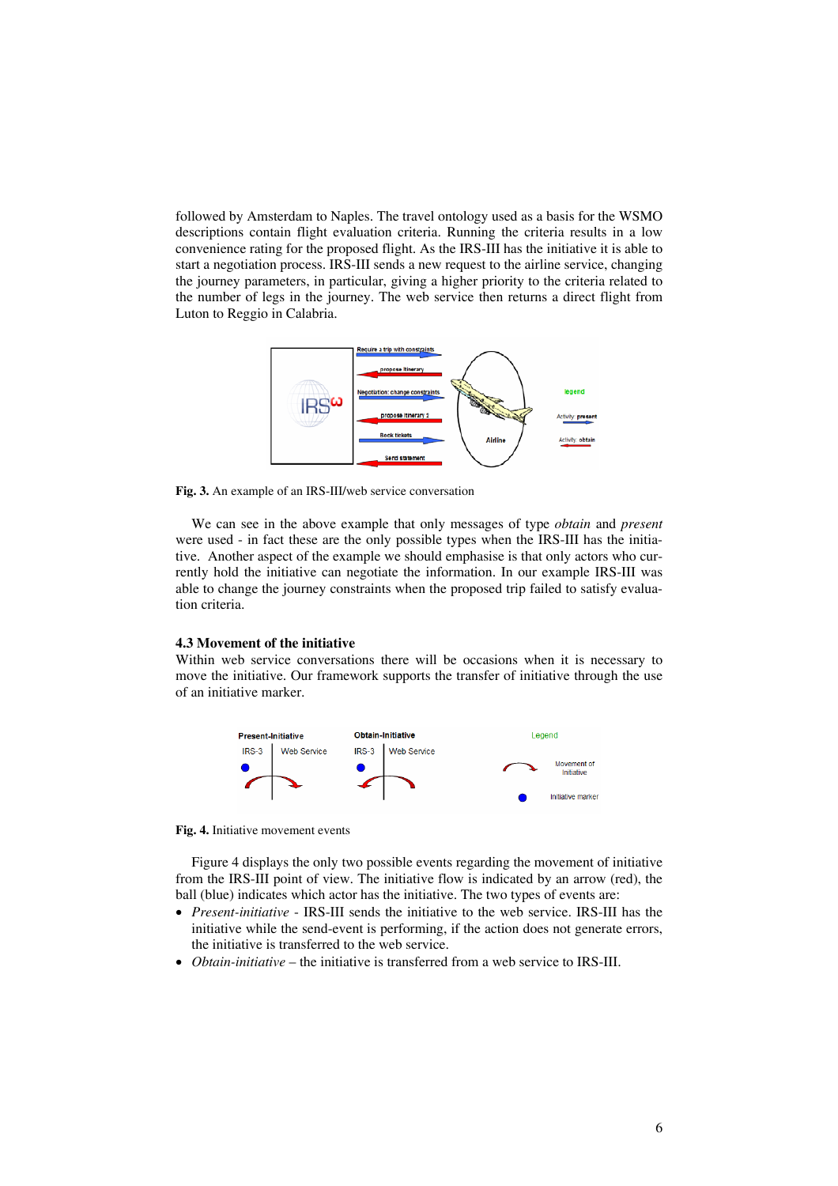followed by Amsterdam to Naples. The travel ontology used as a basis for the WSMO descriptions contain flight evaluation criteria. Running the criteria results in a low convenience rating for the proposed flight. As the IRS-III has the initiative it is able to start a negotiation process. IRS-III sends a new request to the airline service, changing the journey parameters, in particular, giving a higher priority to the criteria related to the number of legs in the journey. The web service then returns a direct flight from Luton to Reggio in Calabria.

**Fig. 3.** An example of an IRS-III/web service conversation

We can see in the above example that only messages of type *obtain* and *present* were used - in fact these are the only possible types when the IRS-III has the initiative. Another aspect of the example we should emphasise is that only actors who currently hold the initiative can negotiate the information. In our example IRS-III was able to change the journey constraints when the proposed trip failed to satisfy evaluation criteria.

### 4.3 Movement of the initiative

Within web service conversations there will be occasions when it is necessary to move the initiative. Our framework supports the transfer of initiative through the use of an initiative marker.

**Fig. 4.** Initiative movement events

Figure 4 displays the only two possible events regarding the movement of initiative from the IRS-III point of view. The initiative flow is indicated by an arrow (red), the ball (blue) indicates which actor has the initiative. The two types of events are:

- *Present-initiative* - IRS-III sends the initiative to the web service. IRS-III has the initiative while the send-event is performing, if the action does not generate errors, the initiative is transferred to the web service.
- *Obtain-initiative* – the initiative is transferred from a web service to IRS-III.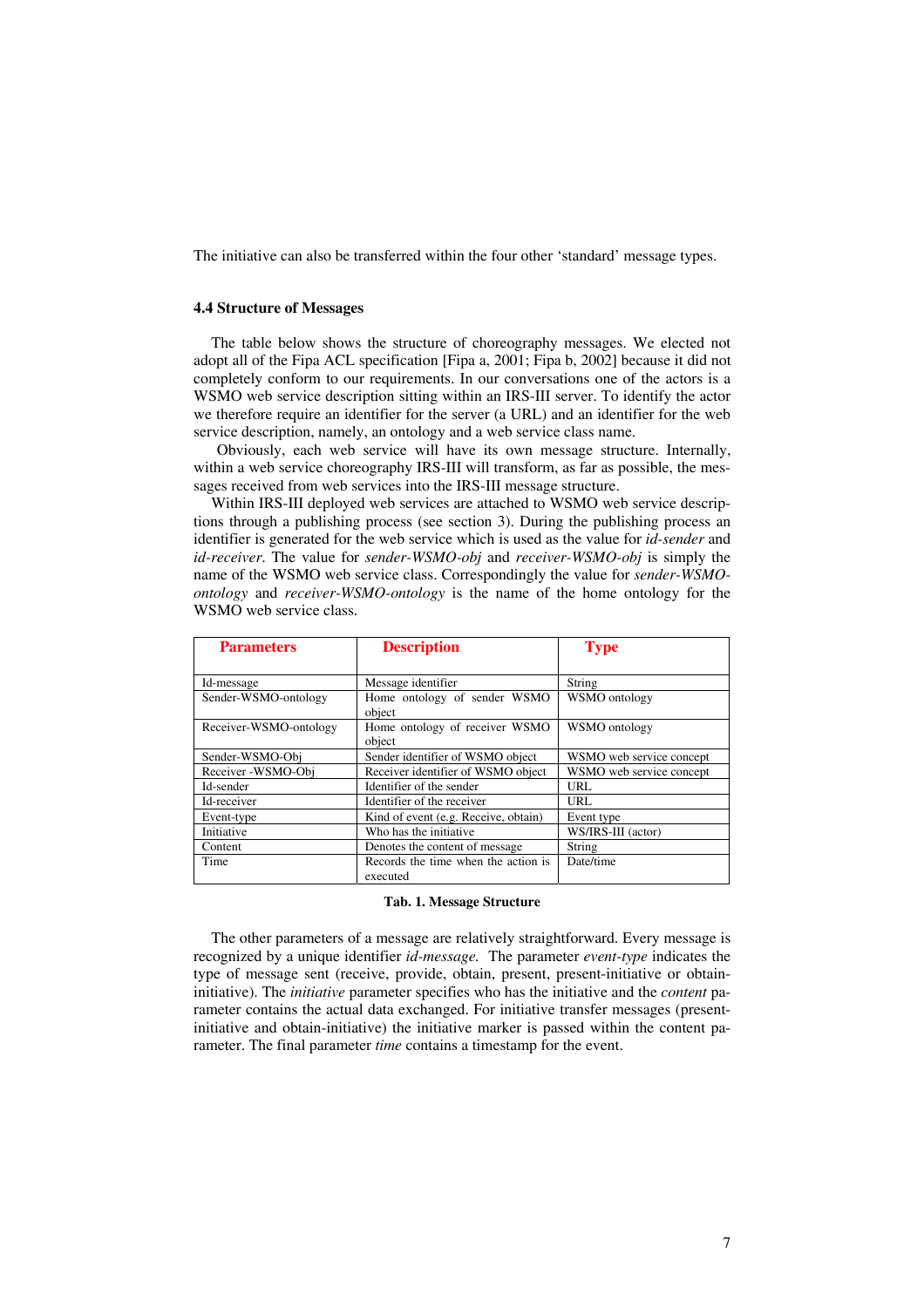The initiative can also be transferred within the four other 'standard' message types.

### 4.4 Structure of Messages

The table below shows the structure of choreography messages. We elected not adopt all of the Fipa ACL specification [Fipa a, 2001; Fipa b, 2002] because it did not completely conform to our requirements. In our conversations one of the actors is a WSMO web service description sitting within an IRS-III server. To identify the actor we therefore require an identifier for the server (a URL) and an identifier for the web service description, namely, an ontology and a web service class name.

Obviously, each web service will have its own message structure. Internally, within a web service choreography IRS-III will transform, as far as possible, the messages received from web services into the IRS-III message structure.

Within IRS-III deployed web services are attached to WSMO web service descriptions through a publishing process (see section 3). During the publishing process an identifier is generated for the web service which is used as the value for *id-sender* and *id-receiver*. The value for *sender-WSMO-obj* and *receiver-WSMO-obj* is simply the name of the WSMO web service class. Correspondingly the value for *sender-WSMO-ontology* and *receiver-WSMO-ontology* is the name of the home ontology for the WSMO web service class.

| Parameters | Description | Type |
|---|---|---|
| Id-message | Message identifier | String |
| Sender-WSMO-ontology | Home ontology of sender WSMO object | WSMO ontology |
| Receiver-WSMO-ontology | Home ontology of receiver WSMO object | WSMO ontology |
| Sender-WSMO-Obj | Sender identifier of WSMO object | WSMO web service concept |
| Receiver -WSMO-Obj | Receiver identifier of WSMO object | WSMO web service concept |
| Id-sender | Identifier of the sender | URL |
| Id-receiver | Identifier of the receiver | URL |
| Event-type | Kind of event (e.g. Receive, obtain) | Event type |
| Initiative | Who has the initiative | WS/IRS-III (actor) |
| Content | Denotes the content of message | String |
| Time | Records the time when the action is executed | Date/time |

**Tab. 1. Message Structure**

The other parameters of a message are relatively straightforward. Every message is recognized by a unique identifier *id-message.* The parameter *event-type* indicates the type of message sent (receive, provide, obtain, present, present-initiative or obtain-initiative). The *initiative* parameter specifies who has the initiative and the *content* parameter contains the actual data exchanged. For initiative transfer messages (present-initiative and obtain-initiative) the initiative marker is passed within the content parameter. The final parameter *time* contains a timestamp for the event.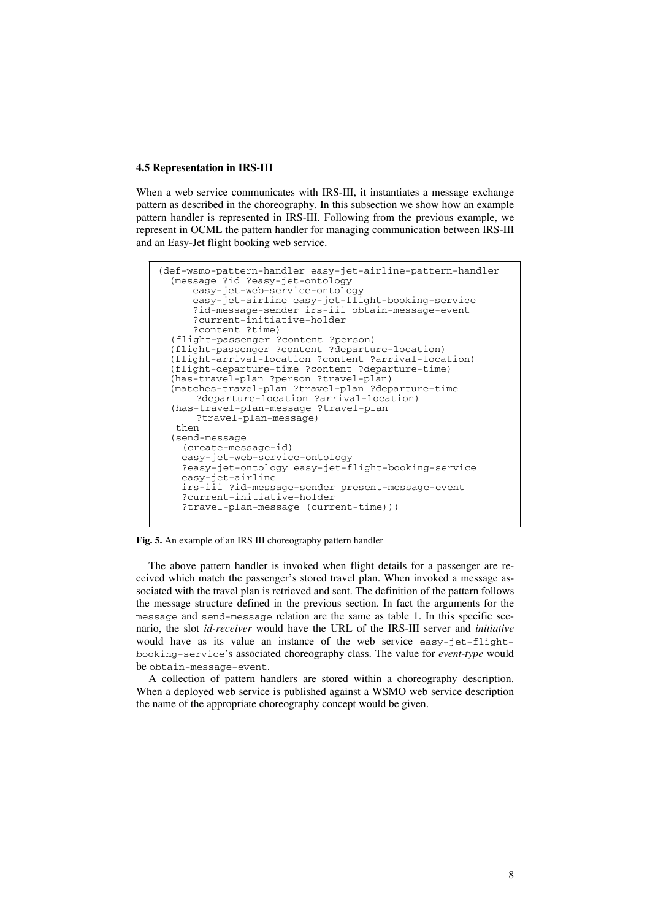### 4.5 Representation in IRS-III

When a web service communicates with IRS-III, it instantiates a message exchange pattern as described in the choreography. In this subsection we show how an example pattern handler is represented in IRS-III. Following from the previous example, we represent in OCML the pattern handler for managing communication between IRS-III and an Easy-Jet flight booking web service.

```
(def-wsmo-pattern-handler easy-jet-airline-pattern-handler
  (message ?id ?easy-jet-ontology
      easy-jet-web-service-ontology
      easy-jet-airline easy-jet-flight-booking-service
      ?id-message-sender irs-iii obtain-message-event
      ?current-initiative-holder
      ?content ?time)
  (flight-passenger ?content ?person)
  (flight-passenger ?content ?departure-location)
  (flight-arrival-location ?content ?arrival-location)
  (flight-departure-time ?content ?departure-time)
  (has-travel-plan ?person ?travel-plan)
  (matches-travel-plan ?travel-plan ?departure-time
      ?departure-location ?arrival-location)
  (has-travel-plan-message ?travel-plan
      ?travel-plan-message)
   then
  (send-message
    (create-message-id)
    easy-jet-web-service-ontology
    ?easy-jet-ontology easy-jet-flight-booking-service
    easy-jet-airline
    irs-iii ?id-message-sender present-message-event
    ?current-initiative-holder
    ?travel-plan-message (current-time)))
```

**Fig. 5.** An example of an IRS III choreography pattern handler

The above pattern handler is invoked when flight details for a passenger are received which match the passenger's stored travel plan. When invoked a message associated with the travel plan is retrieved and sent. The definition of the pattern follows the message structure defined in the previous section. In fact the arguments for the `message` and `send-message` relation are the same as table 1. In this specific scenario, the slot *id-receiver* would have the URL of the IRS-III server and *initiative* would have as its value an instance of the web service `easy-jet-flight-booking-service`'s associated choreography class. The value for *event-type* would be `obtain-message-event`.

A collection of pattern handlers are stored within a choreography description. When a deployed web service is published against a WSMO web service description the name of the appropriate choreography concept would be given.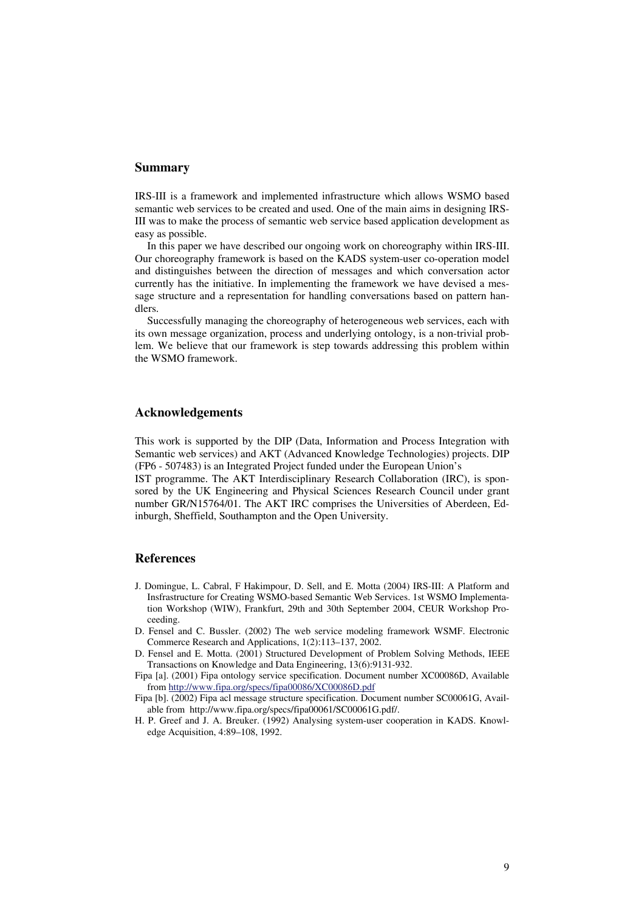## Summary

IRS-III is a framework and implemented infrastructure which allows WSMO based semantic web services to be created and used. One of the main aims in designing IRS-III was to make the process of semantic web service based application development as easy as possible.

In this paper we have described our ongoing work on choreography within IRS-III. Our choreography framework is based on the KADS system-user co-operation model and distinguishes between the direction of messages and which conversation actor currently has the initiative. In implementing the framework we have devised a message structure and a representation for handling conversations based on pattern handlers.

Successfully managing the choreography of heterogeneous web services, each with its own message organization, process and underlying ontology, is a non-trivial problem. We believe that our framework is step towards addressing this problem within the WSMO framework.

## Acknowledgements

This work is supported by the DIP (Data, Information and Process Integration with Semantic web services) and AKT (Advanced Knowledge Technologies) projects. DIP (FP6 - 507483) is an Integrated Project funded under the European Union's IST programme. The AKT Interdisciplinary Research Collaboration (IRC), is sponsored by the UK Engineering and Physical Sciences Research Council under grant number GR/N15764/01. The AKT IRC comprises the Universities of Aberdeen, Edinburgh, Sheffield, Southampton and the Open University.

## References

- J. Domingue, L. Cabral, F Hakimpour, D. Sell, and E. Motta (2004) IRS-III: A Platform and Insfrastructure for Creating WSMO-based Semantic Web Services. 1st WSMO Implementation Workshop (WIW), Frankfurt, 29th and 30th September 2004, CEUR Workshop Proceeding.
- D. Fensel and C. Bussler. (2002) The web service modeling framework WSMF. Electronic Commerce Research and Applications, 1(2):113–137, 2002.
- D. Fensel and E. Motta. (2001) Structured Development of Problem Solving Methods, IEEE Transactions on Knowledge and Data Engineering, 13(6):9131-932.
- Fipa [a]. (2001) Fipa ontology service specification. Document number XC00086D, Available from http://www.fipa.org/specs/fipa00086/XC00086D.pdf
- Fipa [b]. (2002) Fipa acl message structure specification. Document number SC00061G, Available from http://www.fipa.org/specs/fipa00061/SC00061G.pdf/.
- H. P. Greef and J. A. Breuker. (1992) Analysing system-user cooperation in KADS. Knowledge Acquisition, 4:89–108, 1992.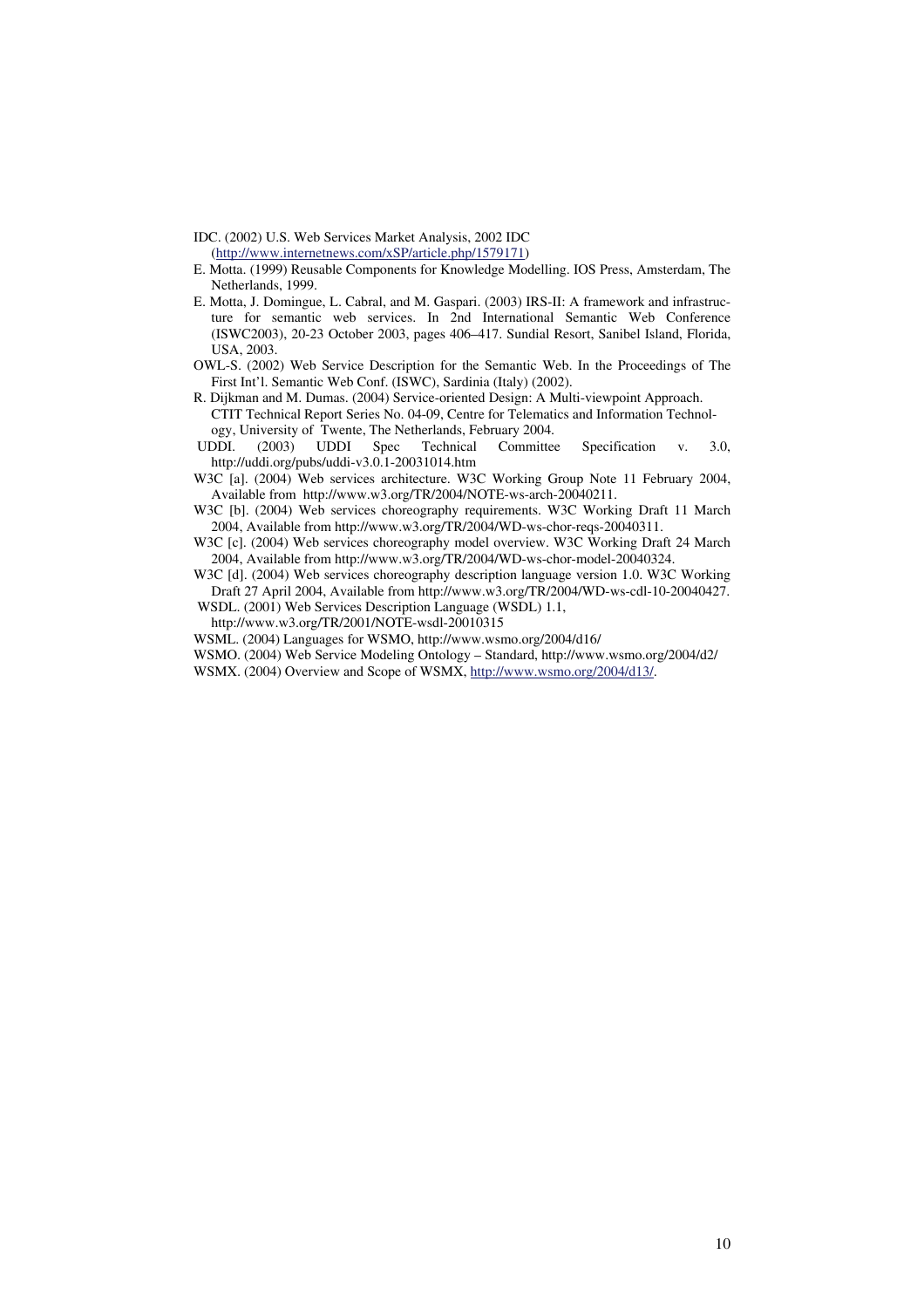IDC. (2002) U.S. Web Services Market Analysis, 2002 IDC (http://www.internetnews.com/xSP/article.php/1579171)

E. Motta. (1999) Reusable Components for Knowledge Modelling. IOS Press, Amsterdam, The Netherlands, 1999.

E. Motta, J. Domingue, L. Cabral, and M. Gaspari. (2003) IRS-II: A framework and infrastructure for semantic web services. In 2nd International Semantic Web Conference (ISWC2003), 20-23 October 2003, pages 406–417. Sundial Resort, Sanibel Island, Florida, USA, 2003.

OWL-S. (2002) Web Service Description for the Semantic Web. In the Proceedings of The First Int'l. Semantic Web Conf. (ISWC), Sardinia (Italy) (2002).

R. Dijkman and M. Dumas. (2004) Service-oriented Design: A Multi-viewpoint Approach. CTIT Technical Report Series No. 04-09, Centre for Telematics and Information Technology, University of Twente, The Netherlands, February 2004.

UDDI. (2003) UDDI Spec Technical Committee Specification v. 3.0, http://uddi.org/pubs/uddi-v3.0.1-20031014.htm

W3C [a]. (2004) Web services architecture. W3C Working Group Note 11 February 2004, Available from http://www.w3.org/TR/2004/NOTE-ws-arch-20040211.

W3C [b]. (2004) Web services choreography requirements. W3C Working Draft 11 March 2004, Available from http://www.w3.org/TR/2004/WD-ws-chor-reqs-20040311.

W3C [c]. (2004) Web services choreography model overview. W3C Working Draft 24 March 2004, Available from http://www.w3.org/TR/2004/WD-ws-chor-model-20040324.

W3C [d]. (2004) Web services choreography description language version 1.0. W3C Working Draft 27 April 2004, Available from http://www.w3.org/TR/2004/WD-ws-cdl-10-20040427.

WSDL. (2001) Web Services Description Language (WSDL) 1.1, http://www.w3.org/TR/2001/NOTE-wsdl-20010315

WSML. (2004) Languages for WSMO, http://www.wsmo.org/2004/d16/

WSMO. (2004) Web Service Modeling Ontology – Standard, http://www.wsmo.org/2004/d2/

WSMX. (2004) Overview and Scope of WSMX, http://www.wsmo.org/2004/d13/.